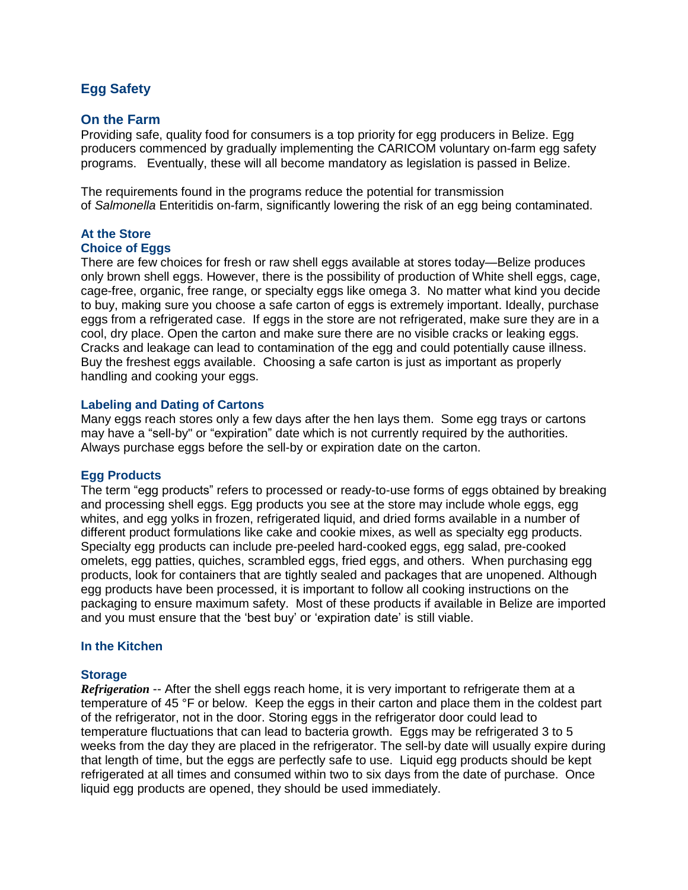## Egg Safety

### On the Farm

Providing safe, quality food for consumers is a top priority for egg producers in Belize. Egg producers commenced by gradually implementing the CARICOM voluntary on-farm egg safety programs.  Eventually, these will all become mandatory as legislation is passed in Belize.

The requirements found in the programs reduce the potential for transmission of *Salmonella* Enteritidis on-farm, significantly lowering the risk of an egg being contaminated.

### At the Store

#### Choice of Eggs

There are few choices for fresh or raw shell eggs available at stores today—Belize produces only brown shell eggs. However, there is the possibility of production of White shell eggs, cage, cage-free, organic, free range, or specialty eggs like omega 3.  No matter what kind you decide to buy, making sure you choose a safe carton of eggs is extremely important. Ideally, purchase eggs from a refrigerated case.  If eggs in the store are not refrigerated, make sure they are in a cool, dry place. Open the carton and make sure there are no visible cracks or leaking eggs. Cracks and leakage can lead to contamination of the egg and could potentially cause illness. Buy the freshest eggs available.  Choosing a safe carton is just as important as properly handling and cooking your eggs.

#### Labeling and Dating of Cartons

Many eggs reach stores only a few days after the hen lays them.  Some egg trays or cartons may have a "sell-by" or "expiration" date which is not currently required by the authorities.  Always purchase eggs before the sell-by or expiration date on the carton.

#### Egg Products

The term "egg products" refers to processed or ready-to-use forms of eggs obtained by breaking and processing shell eggs. Egg products you see at the store may include whole eggs, egg whites, and egg yolks in frozen, refrigerated liquid, and dried forms available in a number of different product formulations like cake and cookie mixes, as well as specialty egg products. Specialty egg products can include pre-peeled hard-cooked eggs, egg salad, pre-cooked omelets, egg patties, quiches, scrambled eggs, fried eggs, and others.  When purchasing egg products, look for containers that are tightly sealed and packages that are unopened. Although egg products have been processed, it is important to follow all cooking instructions on the packaging to ensure maximum safety.  Most of these products if available in Belize are imported and you must ensure that the 'best buy' or 'expiration date' is still viable.

### In the Kitchen

#### Storage

***Refrigeration*** -- After the shell eggs reach home, it is very important to refrigerate them at a temperature of 45 °F or below.  Keep the eggs in their carton and place them in the coldest part of the refrigerator, not in the door. Storing eggs in the refrigerator door could lead to temperature fluctuations that can lead to bacteria growth.  Eggs may be refrigerated 3 to 5 weeks from the day they are placed in the refrigerator. The sell-by date will usually expire during that length of time, but the eggs are perfectly safe to use.  Liquid egg products should be kept refrigerated at all times and consumed within two to six days from the date of purchase.  Once liquid egg products are opened, they should be used immediately.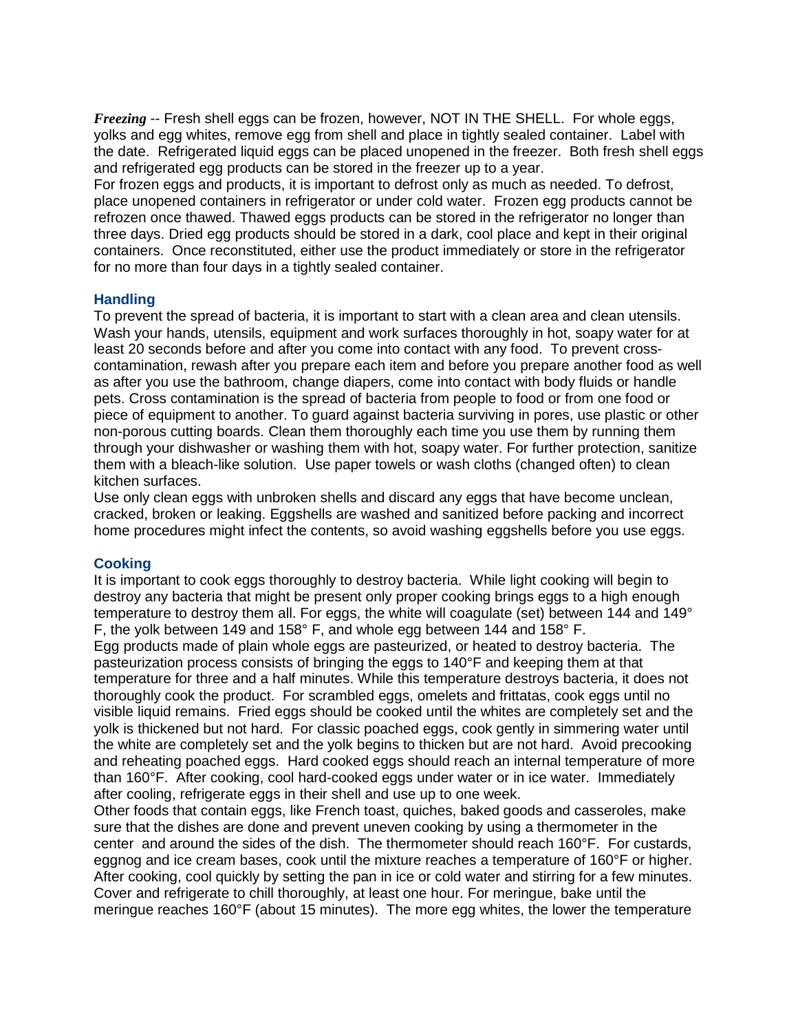***Freezing*** -- Fresh shell eggs can be frozen, however, NOT IN THE SHELL. For whole eggs, yolks and egg whites, remove egg from shell and place in tightly sealed container. Label with the date. Refrigerated liquid eggs can be placed unopened in the freezer. Both fresh shell eggs and refrigerated egg products can be stored in the freezer up to a year.

For frozen eggs and products, it is important to defrost only as much as needed. To defrost, place unopened containers in refrigerator or under cold water. Frozen egg products cannot be refrozen once thawed. Thawed eggs products can be stored in the refrigerator no longer than three days. Dried egg products should be stored in a dark, cool place and kept in their original containers. Once reconstituted, either use the product immediately or store in the refrigerator for no more than four days in a tightly sealed container.

## Handling

To prevent the spread of bacteria, it is important to start with a clean area and clean utensils. Wash your hands, utensils, equipment and work surfaces thoroughly in hot, soapy water for at least 20 seconds before and after you come into contact with any food. To prevent cross-contamination, rewash after you prepare each item and before you prepare another food as well as after you use the bathroom, change diapers, come into contact with body fluids or handle pets. Cross contamination is the spread of bacteria from people to food or from one food or piece of equipment to another. To guard against bacteria surviving in pores, use plastic or other non-porous cutting boards. Clean them thoroughly each time you use them by running them through your dishwasher or washing them with hot, soapy water. For further protection, sanitize them with a bleach-like solution. Use paper towels or wash cloths (changed often) to clean kitchen surfaces.

Use only clean eggs with unbroken shells and discard any eggs that have become unclean, cracked, broken or leaking. Eggshells are washed and sanitized before packing and incorrect home procedures might infect the contents, so avoid washing eggshells before you use eggs.

## Cooking

It is important to cook eggs thoroughly to destroy bacteria. While light cooking will begin to destroy any bacteria that might be present only proper cooking brings eggs to a high enough temperature to destroy them all. For eggs, the white will coagulate (set) between 144 and 149° F, the yolk between 149 and 158° F, and whole egg between 144 and 158° F.

Egg products made of plain whole eggs are pasteurized, or heated to destroy bacteria. The pasteurization process consists of bringing the eggs to 140°F and keeping them at that temperature for three and a half minutes. While this temperature destroys bacteria, it does not thoroughly cook the product. For scrambled eggs, omelets and frittatas, cook eggs until no visible liquid remains. Fried eggs should be cooked until the whites are completely set and the yolk is thickened but not hard. For classic poached eggs, cook gently in simmering water until the white are completely set and the yolk begins to thicken but are not hard. Avoid precooking and reheating poached eggs. Hard cooked eggs should reach an internal temperature of more than 160°F. After cooking, cool hard-cooked eggs under water or in ice water. Immediately after cooling, refrigerate eggs in their shell and use up to one week.

Other foods that contain eggs, like French toast, quiches, baked goods and casseroles, make sure that the dishes are done and prevent uneven cooking by using a thermometer in the center and around the sides of the dish. The thermometer should reach 160°F. For custards, eggnog and ice cream bases, cook until the mixture reaches a temperature of 160°F or higher. After cooking, cool quickly by setting the pan in ice or cold water and stirring for a few minutes. Cover and refrigerate to chill thoroughly, at least one hour. For meringue, bake until the meringue reaches 160°F (about 15 minutes). The more egg whites, the lower the temperature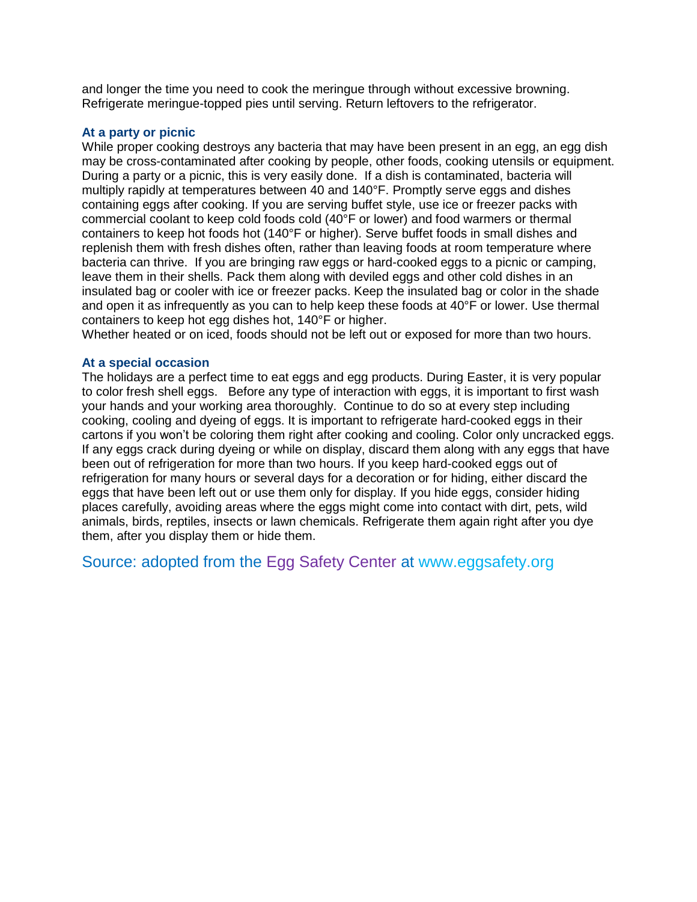and longer the time you need to cook the meringue through without excessive browning. Refrigerate meringue-topped pies until serving. Return leftovers to the refrigerator.

### At a party or picnic

While proper cooking destroys any bacteria that may have been present in an egg, an egg dish may be cross-contaminated after cooking by people, other foods, cooking utensils or equipment. During a party or a picnic, this is very easily done. If a dish is contaminated, bacteria will multiply rapidly at temperatures between 40 and 140°F. Promptly serve eggs and dishes containing eggs after cooking. If you are serving buffet style, use ice or freezer packs with commercial coolant to keep cold foods cold (40°F or lower) and food warmers or thermal containers to keep hot foods hot (140°F or higher). Serve buffet foods in small dishes and replenish them with fresh dishes often, rather than leaving foods at room temperature where bacteria can thrive. If you are bringing raw eggs or hard-cooked eggs to a picnic or camping, leave them in their shells. Pack them along with deviled eggs and other cold dishes in an insulated bag or cooler with ice or freezer packs. Keep the insulated bag or color in the shade and open it as infrequently as you can to help keep these foods at 40°F or lower. Use thermal containers to keep hot egg dishes hot, 140°F or higher.

Whether heated or on iced, foods should not be left out or exposed for more than two hours.

### At a special occasion

The holidays are a perfect time to eat eggs and egg products. During Easter, it is very popular to color fresh shell eggs. Before any type of interaction with eggs, it is important to first wash your hands and your working area thoroughly. Continue to do so at every step including cooking, cooling and dyeing of eggs. It is important to refrigerate hard-cooked eggs in their cartons if you won't be coloring them right after cooking and cooling. Color only uncracked eggs. If any eggs crack during dyeing or while on display, discard them along with any eggs that have been out of refrigeration for more than two hours. If you keep hard-cooked eggs out of refrigeration for many hours or several days for a decoration or for hiding, either discard the eggs that have been left out or use them only for display. If you hide eggs, consider hiding places carefully, avoiding areas where the eggs might come into contact with dirt, pets, wild animals, birds, reptiles, insects or lawn chemicals. Refrigerate them again right after you dye them, after you display them or hide them.

Source: adopted from the Egg Safety Center at www.eggsafety.org